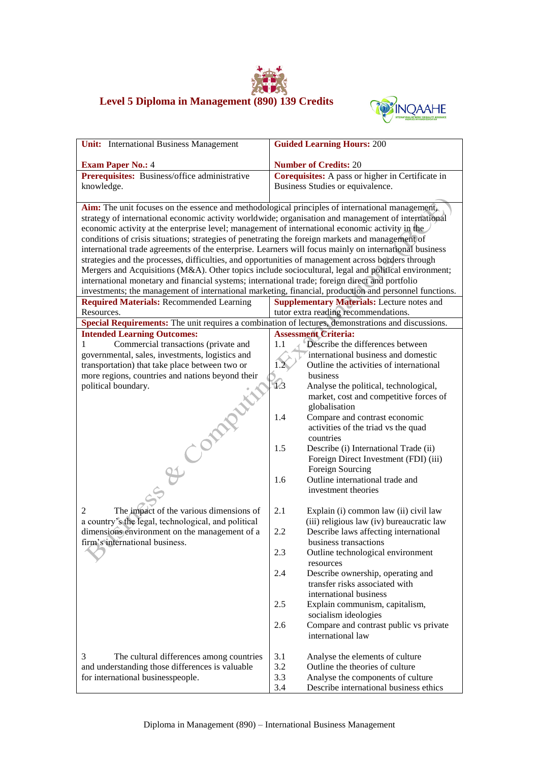# Level 5 Diploma in Management (890) 139 Credits

| **Unit:** International Business Management<br><br>**Exam Paper No.:** 4 | **Guided Learning Hours:** 200<br><br>**Number of Credits:** 20 |
|---|---|
| **Prerequisites:** Business/office administrative knowledge. | **Corequisites:** A pass or higher in Certificate in Business Studies or equivalence. |
| **Aim:** The unit focuses on the essence and methodological principles of international management, strategy of international economic activity worldwide; organisation and management of international economic activity at the enterprise level; management of international economic activity in the conditions of crisis situations; strategies of penetrating the foreign markets and management of international trade agreements of the enterprise. Learners will focus mainly on international business strategies and the processes, difficulties, and opportunities of management across borders through Mergers and Acquisitions (M&A). Other topics include sociocultural, legal and political environment; international monetary and financial systems; international trade; foreign direct and portfolio investments; the management of international marketing, financial, production and personnel functions. | |
| **Required Materials:** Recommended Learning Resources. | **Supplementary Materials:** Lecture notes and tutor extra reading recommendations. |
| **Special Requirements:** The unit requires a combination of lectures, demonstrations and discussions. | |
| **Intended Learning Outcomes:** | **Assessment Criteria:** |
| 1 Commercial transactions (private and governmental, sales, investments, logistics and transportation) that take place between two or more regions, countries and nations beyond their political boundary. | 1.1 Describe the differences between international business and domestic<br>1.2 Outline the activities of international business<br>1.3 Analyse the political, technological, market, cost and competitive forces of globalisation<br>1.4 Compare and contrast economic activities of the triad vs the quad countries<br>1.5 Describe (i) International Trade (ii) Foreign Direct Investment (FDI) (iii) Foreign Sourcing<br>1.6 Outline international trade and investment theories |
| 2 The impact of the various dimensions of a country's the legal, technological, and political dimensions environment on the management of a firm's international business. | 2.1 Explain (i) common law (ii) civil law (iii) religious law (iv) bureaucratic law<br>2.2 Describe laws affecting international business transactions<br>2.3 Outline technological environment resources<br>2.4 Describe ownership, operating and transfer risks associated with international business<br>2.5 Explain communism, capitalism, socialism ideologies<br>2.6 Compare and contrast public vs private international law |
| 3 The cultural differences among countries and understanding those differences is valuable for international businesspeople. | 3.1 Analyse the elements of culture<br>3.2 Outline the theories of culture<br>3.3 Analyse the components of culture<br>3.4 Describe international business ethics |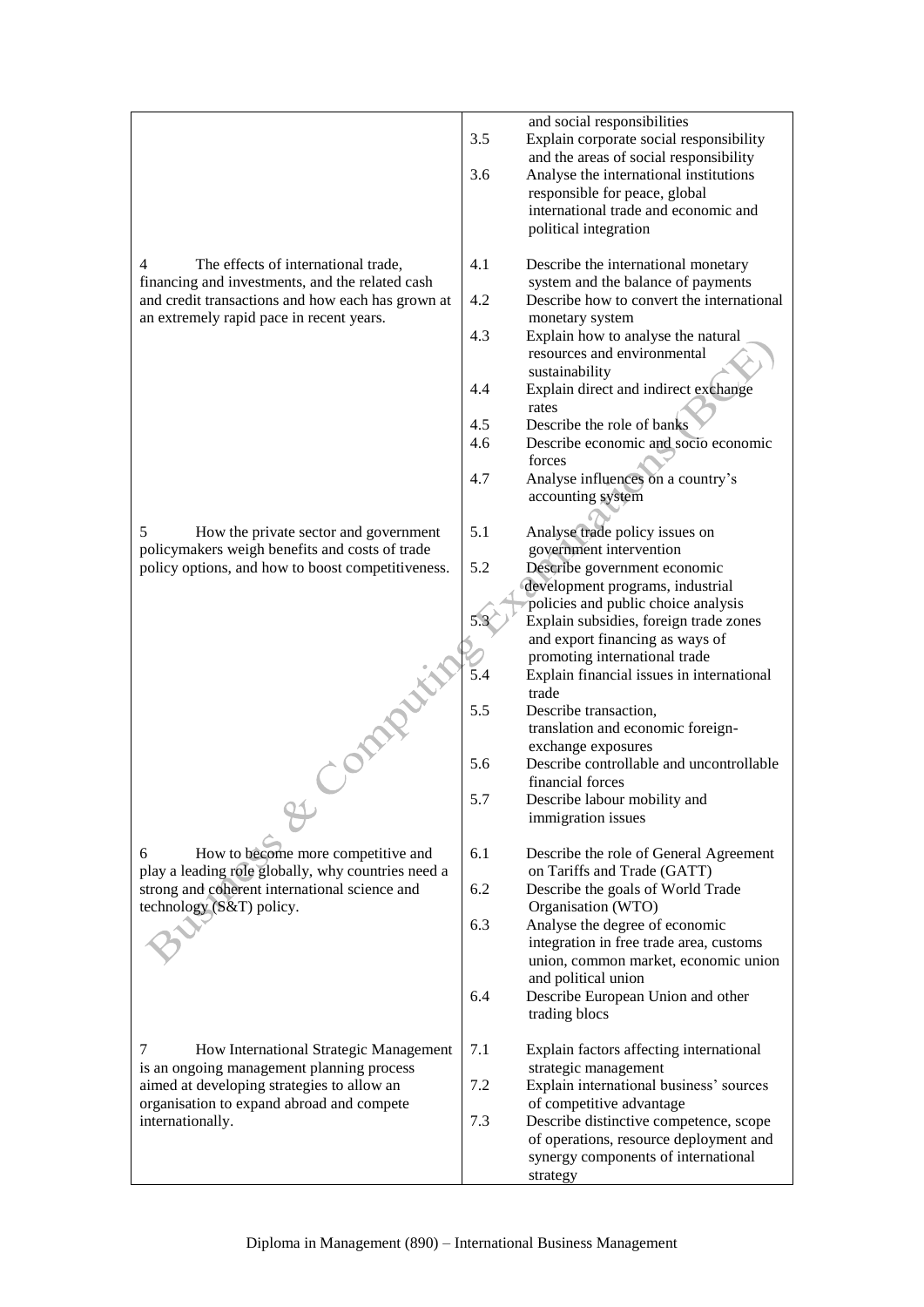| | |
|---|---|
| | and social responsibilities<br>3.5 Explain corporate social responsibility and the areas of social responsibility<br>3.6 Analyse the international institutions responsible for peace, global international trade and economic and political integration |
| 4 The effects of international trade, financing and investments, and the related cash and credit transactions and how each has grown at an extremely rapid pace in recent years. | 4.1 Describe the international monetary system and the balance of payments<br>4.2 Describe how to convert the international monetary system<br>4.3 Explain how to analyse the natural resources and environmental sustainability<br>4.4 Explain direct and indirect exchange rates<br>4.5 Describe the role of banks<br>4.6 Describe economic and socio economic forces<br>4.7 Analyse influences on a country's accounting system |
| 5 How the private sector and government policymakers weigh benefits and costs of trade policy options, and how to boost competitiveness. | 5.1 Analyse trade policy issues on government intervention<br>5.2 Describe government economic development programs, industrial policies and public choice analysis<br>5.3 Explain subsidies, foreign trade zones and export financing as ways of promoting international trade<br>5.4 Explain financial issues in international trade<br>5.5 Describe transaction, translation and economic foreign-exchange exposures<br>5.6 Describe controllable and uncontrollable financial forces<br>5.7 Describe labour mobility and immigration issues |
| 6 How to become more competitive and play a leading role globally, why countries need a strong and coherent international science and technology (S&T) policy. | 6.1 Describe the role of General Agreement on Tariffs and Trade (GATT)<br>6.2 Describe the goals of World Trade Organisation (WTO)<br>6.3 Analyse the degree of economic integration in free trade area, customs union, common market, economic union and political union<br>6.4 Describe European Union and other trading blocs |
| 7 How International Strategic Management is an ongoing management planning process aimed at developing strategies to allow an organisation to expand abroad and compete internationally. | 7.1 Explain factors affecting international strategic management<br>7.2 Explain international business' sources of competitive advantage<br>7.3 Describe distinctive competence, scope of operations, resource deployment and synergy components of international strategy |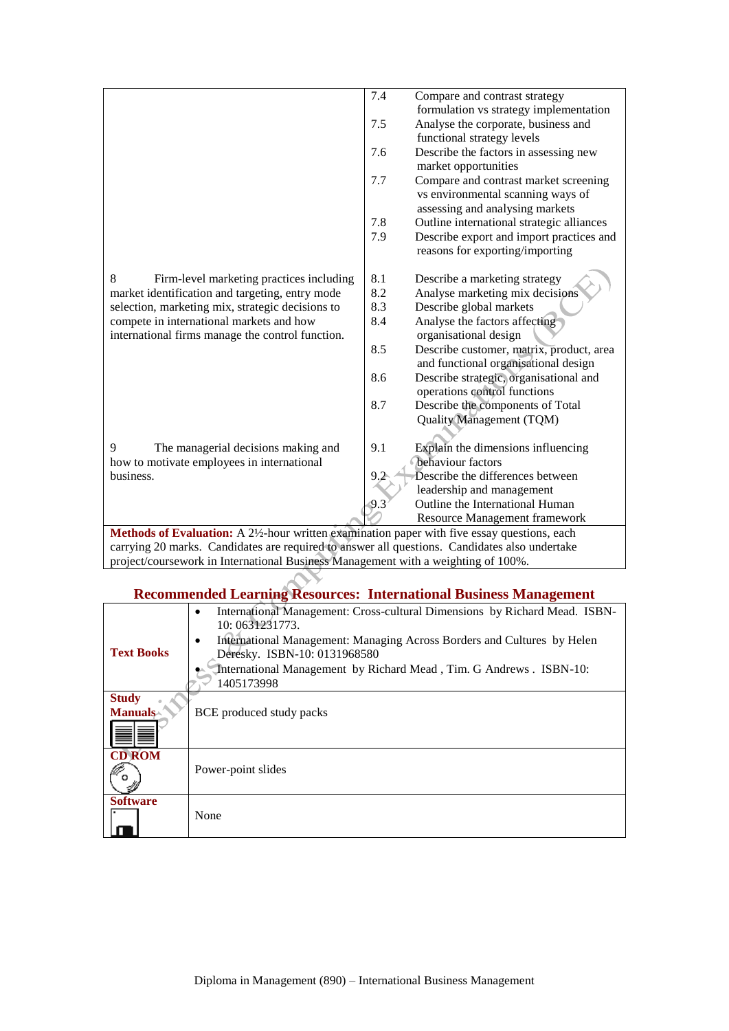| | | |
|---|---|---|
| | 7.4 | Compare and contrast strategy formulation vs strategy implementation |
| | 7.5 | Analyse the corporate, business and functional strategy levels |
| | 7.6 | Describe the factors in assessing new market opportunities |
| | 7.7 | Compare and contrast market screening vs environmental scanning ways of assessing and analysing markets |
| | 7.8 | Outline international strategic alliances |
| | 7.9 | Describe export and import practices and reasons for exporting/importing |
| 8 Firm-level marketing practices including market identification and targeting, entry mode selection, marketing mix, strategic decisions to compete in international markets and how international firms manage the control function. | 8.1 | Describe a marketing strategy |
| | 8.2 | Analyse marketing mix decisions |
| | 8.3 | Describe global markets |
| | 8.4 | Analyse the factors affecting organisational design |
| | 8.5 | Describe customer, matrix, product, area and functional organisational design |
| | 8.6 | Describe strategic, organisational and operations control functions |
| | 8.7 | Describe the components of Total Quality Management (TQM) |
| 9 The managerial decisions making and how to motivate employees in international business. | 9.1 | Explain the dimensions influencing behaviour factors |
| | 9.2 | Describe the differences between leadership and management |
| | 9.3 | Outline the International Human Resource Management framework |

**Methods of Evaluation:** A 2½-hour written examination paper with five essay questions, each carrying 20 marks. Candidates are required to answer all questions. Candidates also undertake project/coursework in International Business Management with a weighting of 100%.

## Recommended Learning Resources: International Business Management

| | |
|---|---|
| **Text Books** | • International Management: Cross-cultural Dimensions by Richard Mead. ISBN-10: 0631231773.<br>• International Management: Managing Across Borders and Cultures by Helen Deresky. ISBN-10: 0131968580<br>• International Management by Richard Mead , Tim. G Andrews . ISBN-10: 1405173998 |
| **Study Manuals** | BCE produced study packs |
| **CD ROM** | Power-point slides |
| **Software** | None |